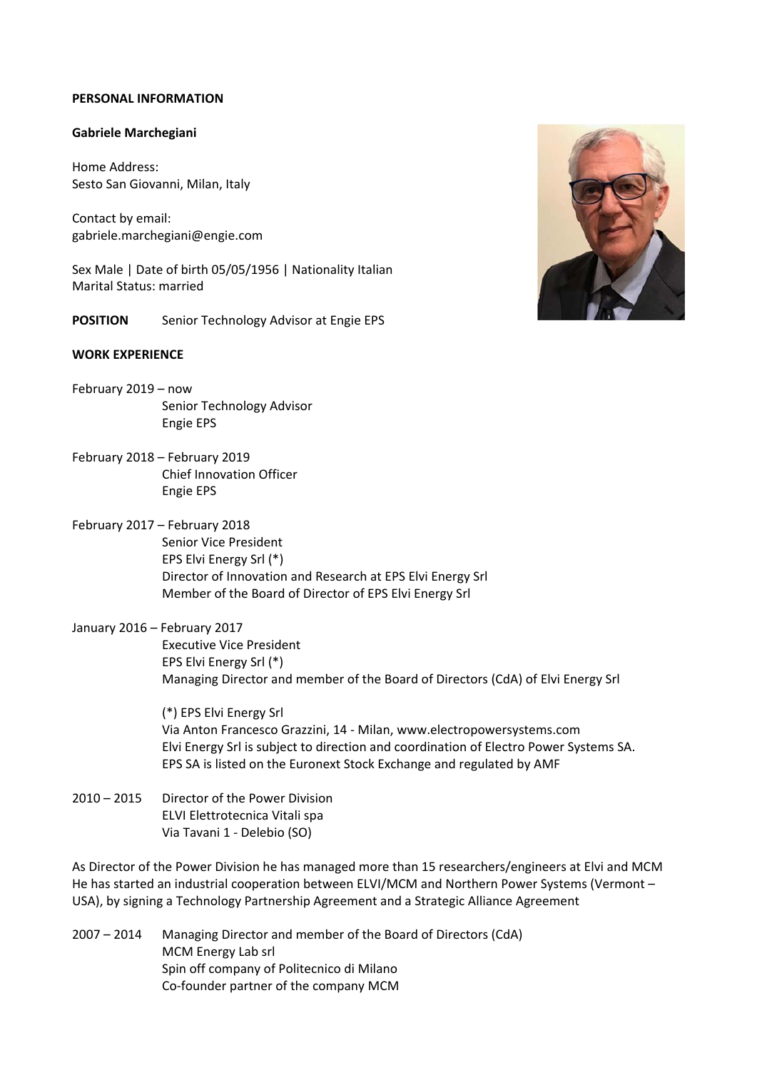**PERSONAL INFORMATION**

**Gabriele Marchegiani**

Home Address:
Sesto San Giovanni, Milan, Italy

Contact by email:
gabriele.marchegiani@engie.com

Sex Male | Date of birth 05/05/1956 | Nationality Italian
Marital Status: married

**POSITION** Senior Technology Advisor at Engie EPS

**WORK EXPERIENCE**

February 2019 – now
Senior Technology Advisor
Engie EPS

February 2018 – February 2019
Chief Innovation Officer
Engie EPS

February 2017 – February 2018
Senior Vice President
EPS Elvi Energy Srl (*)
Director of Innovation and Research at EPS Elvi Energy Srl
Member of the Board of Director of EPS Elvi Energy Srl

January 2016 – February 2017
Executive Vice President
EPS Elvi Energy Srl (*)
Managing Director and member of the Board of Directors (CdA) of Elvi Energy Srl

(*) EPS Elvi Energy Srl
Via Anton Francesco Grazzini, 14 - Milan, www.electropowersystems.com
Elvi Energy Srl is subject to direction and coordination of Electro Power Systems SA.
EPS SA is listed on the Euronext Stock Exchange and regulated by AMF

2010 – 2015 Director of the Power Division
ELVI Elettrotecnica Vitali spa
Via Tavani 1 - Delebio (SO)

As Director of the Power Division he has managed more than 15 researchers/engineers at Elvi and MCM
He has started an industrial cooperation between ELVI/MCM and Northern Power Systems (Vermont – USA), by signing a Technology Partnership Agreement and a Strategic Alliance Agreement

2007 – 2014 Managing Director and member of the Board of Directors (CdA)
MCM Energy Lab srl
Spin off company of Politecnico di Milano
Co-founder partner of the company MCM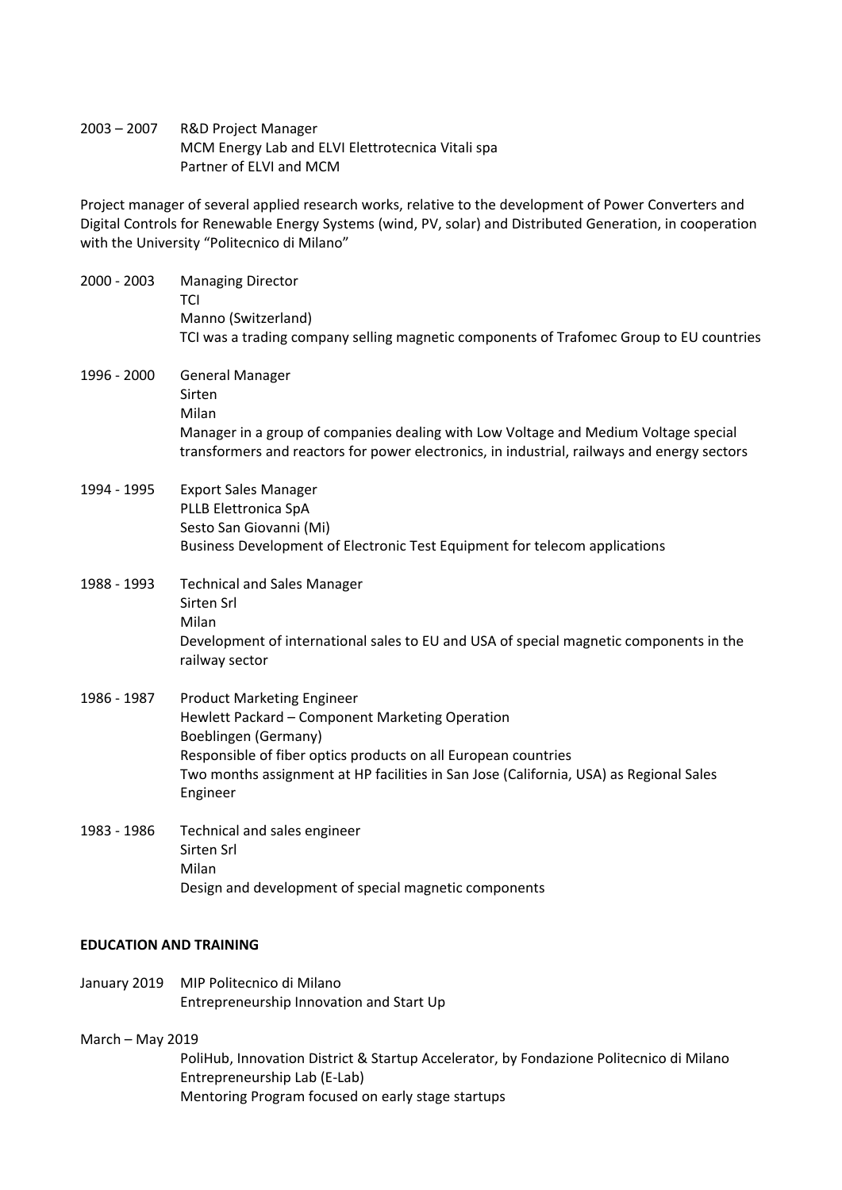2003 – 2007 R&D Project Manager
MCM Energy Lab and ELVI Elettrotecnica Vitali spa
Partner of ELVI and MCM

Project manager of several applied research works, relative to the development of Power Converters and Digital Controls for Renewable Energy Systems (wind, PV, solar) and Distributed Generation, in cooperation with the University "Politecnico di Milano"

2000 - 2003 Managing Director
TCI
Manno (Switzerland)
TCI was a trading company selling magnetic components of Trafomec Group to EU countries

1996 - 2000 General Manager
Sirten
Milan
Manager in a group of companies dealing with Low Voltage and Medium Voltage special transformers and reactors for power electronics, in industrial, railways and energy sectors

1994 - 1995 Export Sales Manager
PLLB Elettronica SpA
Sesto San Giovanni (Mi)
Business Development of Electronic Test Equipment for telecom applications

1988 - 1993 Technical and Sales Manager
Sirten Srl
Milan
Development of international sales to EU and USA of special magnetic components in the railway sector

1986 - 1987 Product Marketing Engineer
Hewlett Packard – Component Marketing Operation
Boeblingen (Germany)
Responsible of fiber optics products on all European countries
Two months assignment at HP facilities in San Jose (California, USA) as Regional Sales Engineer

1983 - 1986 Technical and sales engineer
Sirten Srl
Milan
Design and development of special magnetic components

**EDUCATION AND TRAINING**

January 2019 MIP Politecnico di Milano
Entrepreneurship Innovation and Start Up

March – May 2019
PoliHub, Innovation District & Startup Accelerator, by Fondazione Politecnico di Milano
Entrepreneurship Lab (E-Lab)
Mentoring Program focused on early stage startups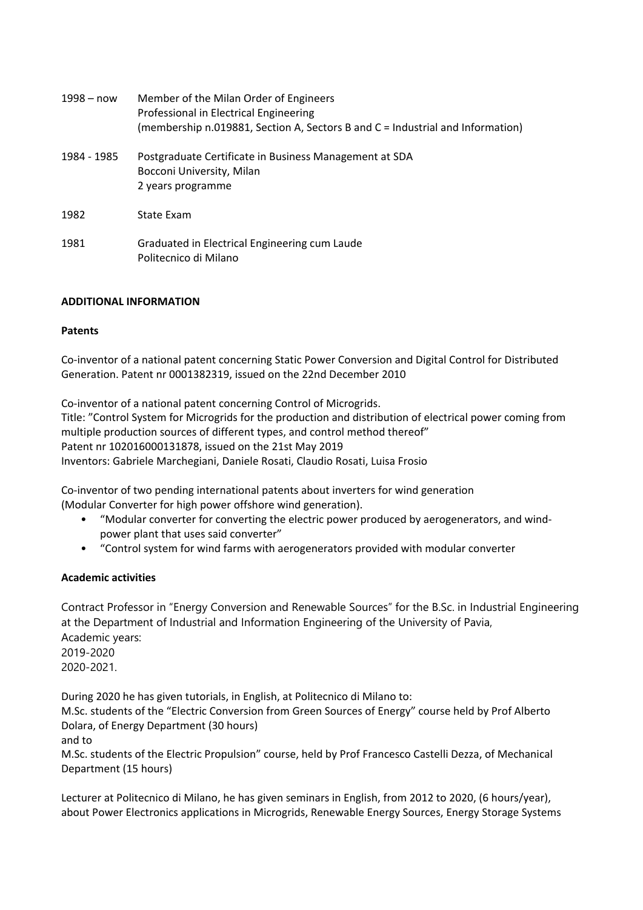| | |
|---|---|
| 1998 – now | Member of the Milan Order of Engineers<br>Professional in Electrical Engineering<br>(membership n.019881, Section A, Sectors B and C = Industrial and Information) |
| 1984 - 1985 | Postgraduate Certificate in Business Management at SDA<br>Bocconi University, Milan<br>2 years programme |
| 1982 | State Exam |
| 1981 | Graduated in Electrical Engineering cum Laude<br>Politecnico di Milano |

## ADDITIONAL INFORMATION

### Patents

Co-inventor of a national patent concerning Static Power Conversion and Digital Control for Distributed Generation. Patent nr 0001382319, issued on the 22nd December 2010

Co-inventor of a national patent concerning Control of Microgrids.
Title: "Control System for Microgrids for the production and distribution of electrical power coming from multiple production sources of different types, and control method thereof"
Patent nr 102016000131878, issued on the 21st May 2019
Inventors: Gabriele Marchegiani, Daniele Rosati, Claudio Rosati, Luisa Frosio

Co-inventor of two pending international patents about inverters for wind generation (Modular Converter for high power offshore wind generation).

- "Modular converter for converting the electric power produced by aerogenerators, and wind-power plant that uses said converter"
- "Control system for wind farms with aerogenerators provided with modular converter

### Academic activities

Contract Professor in "Energy Conversion and Renewable Sources" for the B.Sc. in Industrial Engineering at the Department of Industrial and Information Engineering of the University of Pavia,
Academic years:
2019-2020
2020-2021.

During 2020 he has given tutorials, in English, at Politecnico di Milano to:
M.Sc. students of the "Electric Conversion from Green Sources of Energy" course held by Prof Alberto Dolara, of Energy Department (30 hours)
and to
M.Sc. students of the Electric Propulsion" course, held by Prof Francesco Castelli Dezza, of Mechanical Department (15 hours)

Lecturer at Politecnico di Milano, he has given seminars in English, from 2012 to 2020, (6 hours/year), about Power Electronics applications in Microgrids, Renewable Energy Sources, Energy Storage Systems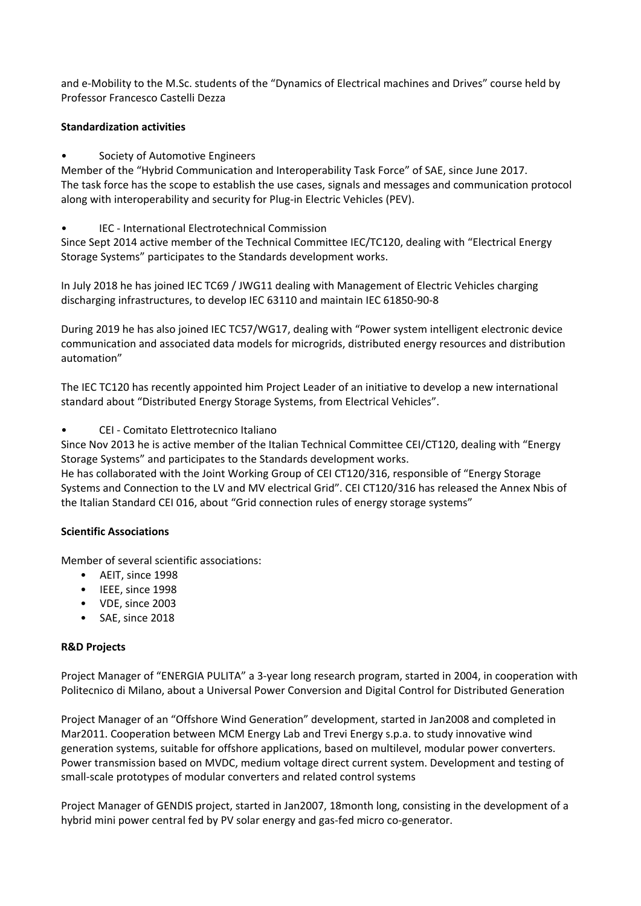and e-Mobility to the M.Sc. students of the “Dynamics of Electrical machines and Drives” course held by Professor Francesco Castelli Dezza

**Standardization activities**

- Society of Automotive Engineers

Member of the “Hybrid Communication and Interoperability Task Force” of SAE, since June 2017.
The task force has the scope to establish the use cases, signals and messages and communication protocol along with interoperability and security for Plug-in Electric Vehicles (PEV).

- IEC - International Electrotechnical Commission

Since Sept 2014 active member of the Technical Committee IEC/TC120, dealing with “Electrical Energy Storage Systems” participates to the Standards development works.

In July 2018 he has joined IEC TC69 / JWG11 dealing with Management of Electric Vehicles charging discharging infrastructures, to develop IEC 63110 and maintain IEC 61850-90-8

During 2019 he has also joined IEC TC57/WG17, dealing with “Power system intelligent electronic device communication and associated data models for microgrids, distributed energy resources and distribution automation”

The IEC TC120 has recently appointed him Project Leader of an initiative to develop a new international standard about “Distributed Energy Storage Systems, from Electrical Vehicles”.

- CEI - Comitato Elettrotecnico Italiano

Since Nov 2013 he is active member of the Italian Technical Committee CEI/CT120, dealing with “Energy Storage Systems” and participates to the Standards development works.
He has collaborated with the Joint Working Group of CEI CT120/316, responsible of “Energy Storage Systems and Connection to the LV and MV electrical Grid”. CEI CT120/316 has released the Annex Nbis of the Italian Standard CEI 016, about “Grid connection rules of energy storage systems”

**Scientific Associations**

Member of several scientific associations:

- AEIT, since 1998
- IEEE, since 1998
- VDE, since 2003
- SAE, since 2018

**R&D Projects**

Project Manager of “ENERGIA PULITA” a 3-year long research program, started in 2004, in cooperation with Politecnico di Milano, about a Universal Power Conversion and Digital Control for Distributed Generation

Project Manager of an “Offshore Wind Generation” development, started in Jan2008 and completed in Mar2011. Cooperation between MCM Energy Lab and Trevi Energy s.p.a. to study innovative wind generation systems, suitable for offshore applications, based on multilevel, modular power converters. Power transmission based on MVDC, medium voltage direct current system. Development and testing of small-scale prototypes of modular converters and related control systems

Project Manager of GENDIS project, started in Jan2007, 18month long, consisting in the development of a hybrid mini power central fed by PV solar energy and gas-fed micro co-generator.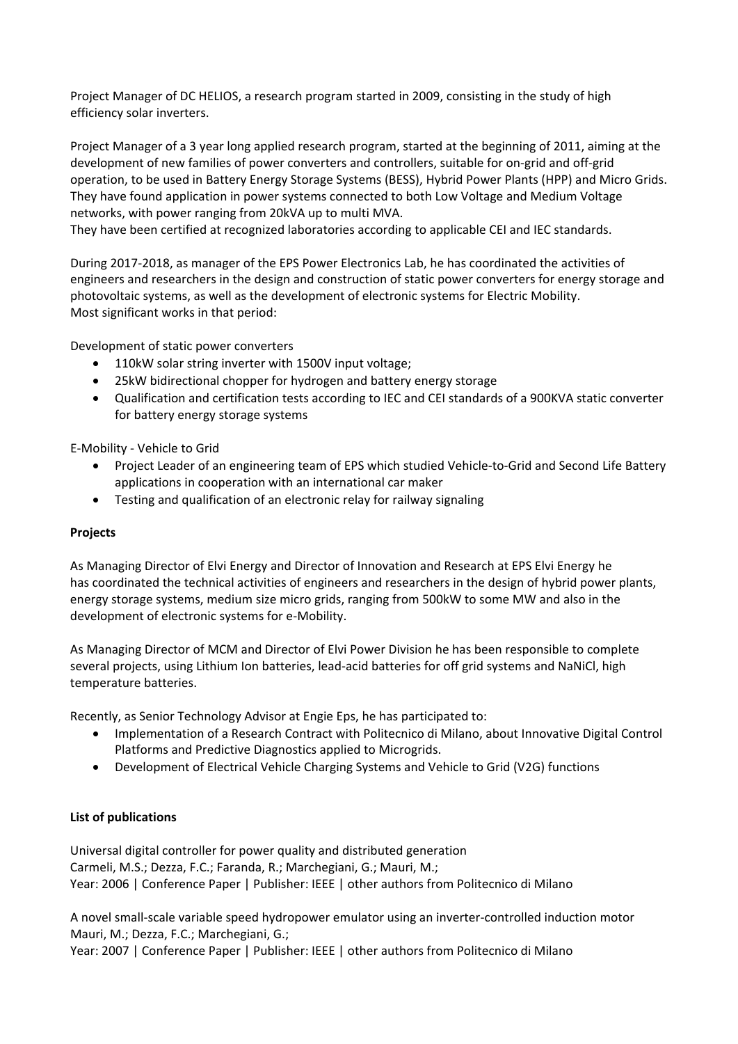Project Manager of DC HELIOS, a research program started in 2009, consisting in the study of high efficiency solar inverters.

Project Manager of a 3 year long applied research program, started at the beginning of 2011, aiming at the development of new families of power converters and controllers, suitable for on-grid and off-grid operation, to be used in Battery Energy Storage Systems (BESS), Hybrid Power Plants (HPP) and Micro Grids. They have found application in power systems connected to both Low Voltage and Medium Voltage networks, with power ranging from 20kVA up to multi MVA.
They have been certified at recognized laboratories according to applicable CEI and IEC standards.

During 2017-2018, as manager of the EPS Power Electronics Lab, he has coordinated the activities of engineers and researchers in the design and construction of static power converters for energy storage and photovoltaic systems, as well as the development of electronic systems for Electric Mobility.
Most significant works in that period:

Development of static power converters

- 110kW solar string inverter with 1500V input voltage;
- 25kW bidirectional chopper for hydrogen and battery energy storage
- Qualification and certification tests according to IEC and CEI standards of a 900KVA static converter for battery energy storage systems

E-Mobility - Vehicle to Grid

- Project Leader of an engineering team of EPS which studied Vehicle-to-Grid and Second Life Battery applications in cooperation with an international car maker
- Testing and qualification of an electronic relay for railway signaling

**Projects**

As Managing Director of Elvi Energy and Director of Innovation and Research at EPS Elvi Energy he has coordinated the technical activities of engineers and researchers in the design of hybrid power plants, energy storage systems, medium size micro grids, ranging from 500kW to some MW and also in the development of electronic systems for e-Mobility.

As Managing Director of MCM and Director of Elvi Power Division he has been responsible to complete several projects, using Lithium Ion batteries, lead-acid batteries for off grid systems and NaNiCl, high temperature batteries.

Recently, as Senior Technology Advisor at Engie Eps, he has participated to:

- Implementation of a Research Contract with Politecnico di Milano, about Innovative Digital Control Platforms and Predictive Diagnostics applied to Microgrids.
- Development of Electrical Vehicle Charging Systems and Vehicle to Grid (V2G) functions

**List of publications**

Universal digital controller for power quality and distributed generation
Carmeli, M.S.; Dezza, F.C.; Faranda, R.; Marchegiani, G.; Mauri, M.;
Year: 2006 | Conference Paper | Publisher: IEEE | other authors from Politecnico di Milano

A novel small-scale variable speed hydropower emulator using an inverter-controlled induction motor
Mauri, M.; Dezza, F.C.; Marchegiani, G.;
Year: 2007 | Conference Paper | Publisher: IEEE | other authors from Politecnico di Milano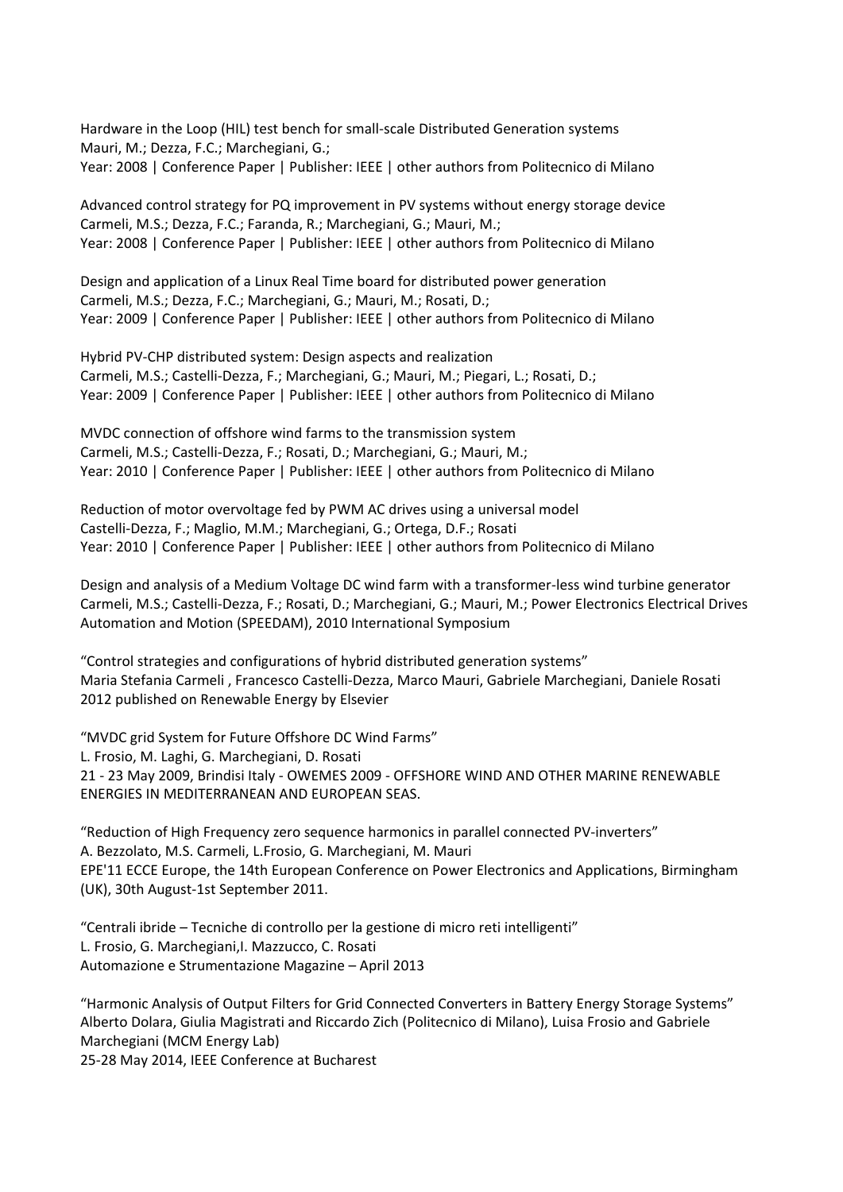Hardware in the Loop (HIL) test bench for small-scale Distributed Generation systems
Mauri, M.; Dezza, F.C.; Marchegiani, G.;
Year: 2008 | Conference Paper | Publisher: IEEE | other authors from Politecnico di Milano

Advanced control strategy for PQ improvement in PV systems without energy storage device
Carmeli, M.S.; Dezza, F.C.; Faranda, R.; Marchegiani, G.; Mauri, M.;
Year: 2008 | Conference Paper | Publisher: IEEE | other authors from Politecnico di Milano

Design and application of a Linux Real Time board for distributed power generation
Carmeli, M.S.; Dezza, F.C.; Marchegiani, G.; Mauri, M.; Rosati, D.;
Year: 2009 | Conference Paper | Publisher: IEEE | other authors from Politecnico di Milano

Hybrid PV-CHP distributed system: Design aspects and realization
Carmeli, M.S.; Castelli-Dezza, F.; Marchegiani, G.; Mauri, M.; Piegari, L.; Rosati, D.;
Year: 2009 | Conference Paper | Publisher: IEEE | other authors from Politecnico di Milano

MVDC connection of offshore wind farms to the transmission system
Carmeli, M.S.; Castelli-Dezza, F.; Rosati, D.; Marchegiani, G.; Mauri, M.;
Year: 2010 | Conference Paper | Publisher: IEEE | other authors from Politecnico di Milano

Reduction of motor overvoltage fed by PWM AC drives using a universal model
Castelli-Dezza, F.; Maglio, M.M.; Marchegiani, G.; Ortega, D.F.; Rosati
Year: 2010 | Conference Paper | Publisher: IEEE | other authors from Politecnico di Milano

Design and analysis of a Medium Voltage DC wind farm with a transformer-less wind turbine generator
Carmeli, M.S.; Castelli-Dezza, F.; Rosati, D.; Marchegiani, G.; Mauri, M.; Power Electronics Electrical Drives Automation and Motion (SPEEDAM), 2010 International Symposium

"Control strategies and configurations of hybrid distributed generation systems"
Maria Stefania Carmeli , Francesco Castelli-Dezza, Marco Mauri, Gabriele Marchegiani, Daniele Rosati
2012 published on Renewable Energy by Elsevier

"MVDC grid System for Future Offshore DC Wind Farms"
L. Frosio, M. Laghi, G. Marchegiani, D. Rosati
21 - 23 May 2009, Brindisi Italy - OWEMES 2009 - OFFSHORE WIND AND OTHER MARINE RENEWABLE ENERGIES IN MEDITERRANEAN AND EUROPEAN SEAS.

"Reduction of High Frequency zero sequence harmonics in parallel connected PV-inverters"
A. Bezzolato, M.S. Carmeli, L.Frosio, G. Marchegiani, M. Mauri
EPE'11 ECCE Europe, the 14th European Conference on Power Electronics and Applications, Birmingham (UK), 30th August-1st September 2011.

"Centrali ibride – Tecniche di controllo per la gestione di micro reti intelligenti"
L. Frosio, G. Marchegiani,I. Mazzucco, C. Rosati
Automazione e Strumentazione Magazine – April 2013

"Harmonic Analysis of Output Filters for Grid Connected Converters in Battery Energy Storage Systems"
Alberto Dolara, Giulia Magistrati and Riccardo Zich (Politecnico di Milano), Luisa Frosio and Gabriele Marchegiani (MCM Energy Lab)
25-28 May 2014, IEEE Conference at Bucharest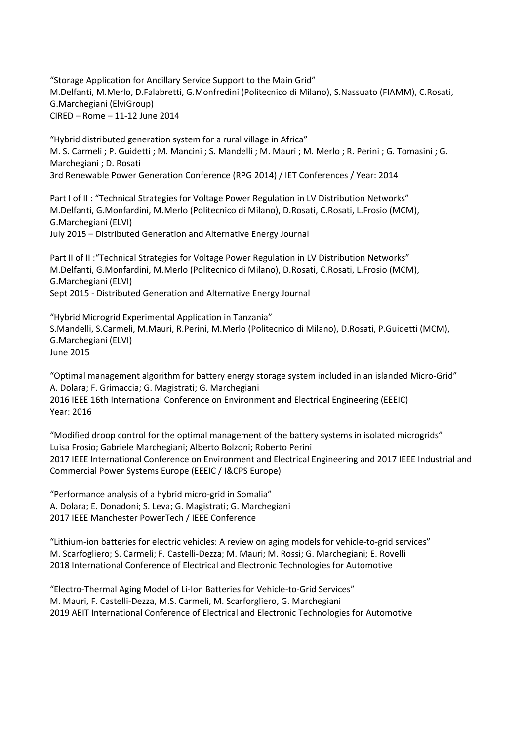"Storage Application for Ancillary Service Support to the Main Grid"
M.Delfanti, M.Merlo, D.Falabretti, G.Monfredini (Politecnico di Milano), S.Nassuato (FIAMM), C.Rosati, G.Marchegiani (ElviGroup)
CIRED – Rome – 11-12 June 2014

"Hybrid distributed generation system for a rural village in Africa"
M. S. Carmeli ; P. Guidetti ; M. Mancini ; S. Mandelli ; M. Mauri ; M. Merlo ; R. Perini ; G. Tomasini ; G. Marchegiani ; D. Rosati
3rd Renewable Power Generation Conference (RPG 2014) / IET Conferences / Year: 2014

Part I of II : "Technical Strategies for Voltage Power Regulation in LV Distribution Networks"
M.Delfanti, G.Monfardini, M.Merlo (Politecnico di Milano), D.Rosati, C.Rosati, L.Frosio (MCM), G.Marchegiani (ELVI)
July 2015 – Distributed Generation and Alternative Energy Journal

Part II of II :"Technical Strategies for Voltage Power Regulation in LV Distribution Networks"
M.Delfanti, G.Monfardini, M.Merlo (Politecnico di Milano), D.Rosati, C.Rosati, L.Frosio (MCM), G.Marchegiani (ELVI)
Sept 2015 - Distributed Generation and Alternative Energy Journal

"Hybrid Microgrid Experimental Application in Tanzania"
S.Mandelli, S.Carmeli, M.Mauri, R.Perini, M.Merlo (Politecnico di Milano), D.Rosati, P.Guidetti (MCM), G.Marchegiani (ELVI)
June 2015

"Optimal management algorithm for battery energy storage system included in an islanded Micro-Grid"
A. Dolara; F. Grimaccia; G. Magistrati; G. Marchegiani
2016 IEEE 16th International Conference on Environment and Electrical Engineering (EEEIC)
Year: 2016

"Modified droop control for the optimal management of the battery systems in isolated microgrids"
Luisa Frosio; Gabriele Marchegiani; Alberto Bolzoni; Roberto Perini
2017 IEEE International Conference on Environment and Electrical Engineering and 2017 IEEE Industrial and Commercial Power Systems Europe (EEEIC / I&CPS Europe)

"Performance analysis of a hybrid micro-grid in Somalia"
A. Dolara; E. Donadoni; S. Leva; G. Magistrati; G. Marchegiani
2017 IEEE Manchester PowerTech / IEEE Conference

"Lithium-ion batteries for electric vehicles: A review on aging models for vehicle-to-grid services"
M. Scarfogliero; S. Carmeli; F. Castelli-Dezza; M. Mauri; M. Rossi; G. Marchegiani; E. Rovelli
2018 International Conference of Electrical and Electronic Technologies for Automotive

"Electro-Thermal Aging Model of Li-Ion Batteries for Vehicle-to-Grid Services"
M. Mauri, F. Castelli-Dezza, M.S. Carmeli, M. Scarforgliero, G. Marchegiani
2019 AEIT International Conference of Electrical and Electronic Technologies for Automotive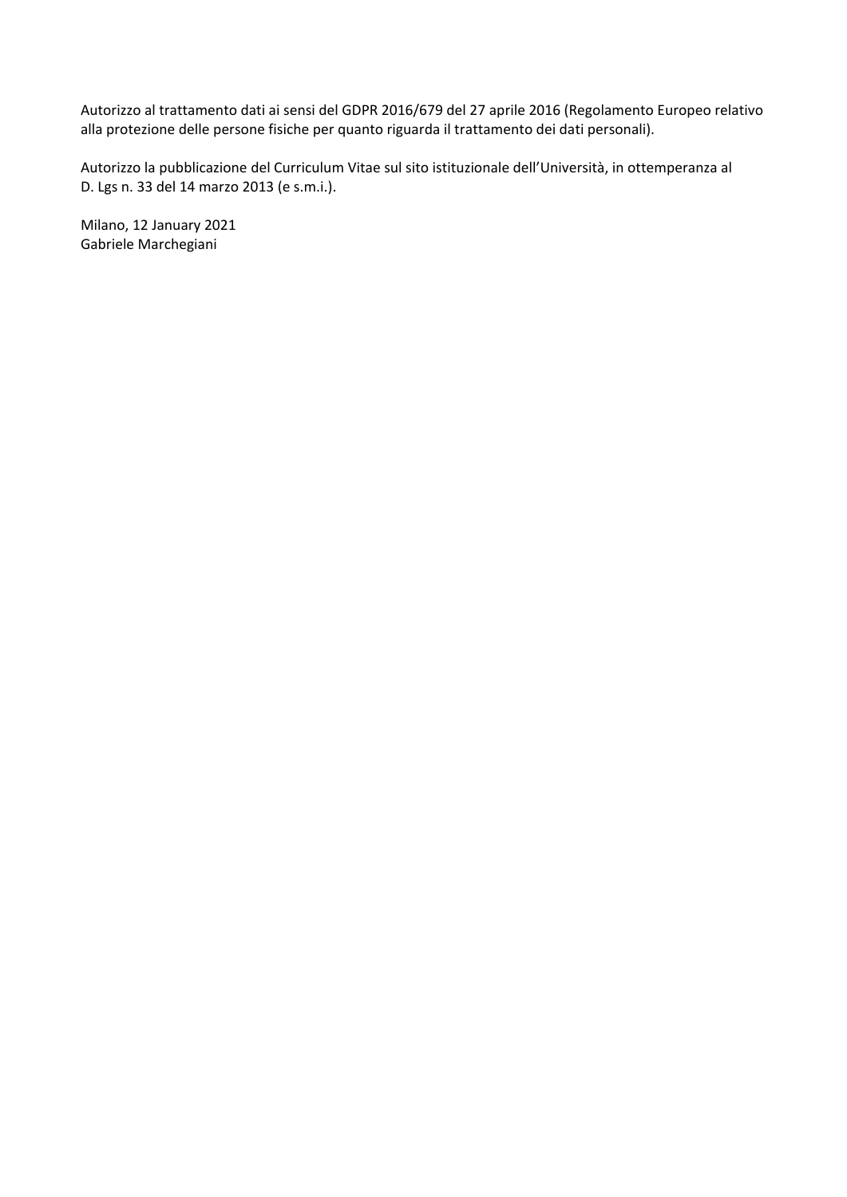Autorizzo al trattamento dati ai sensi del GDPR 2016/679 del 27 aprile 2016 (Regolamento Europeo relativo alla protezione delle persone fisiche per quanto riguarda il trattamento dei dati personali).

Autorizzo la pubblicazione del Curriculum Vitae sul sito istituzionale dell'Università, in ottemperanza al D. Lgs n. 33 del 14 marzo 2013 (e s.m.i.).

Milano, 12 January 2021
Gabriele Marchegiani